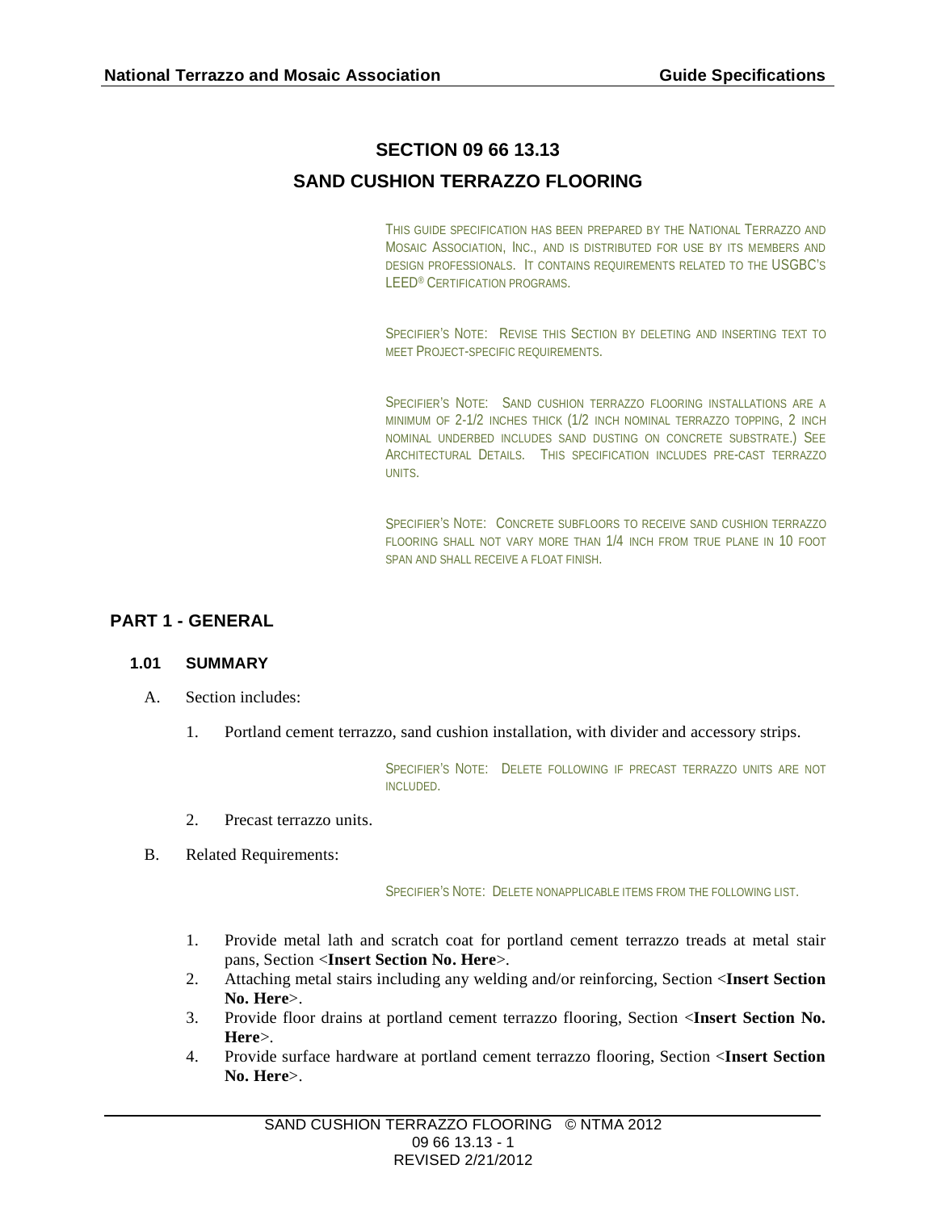# SECTION 09 66 13.13

# SAND CUSHION TERRAZZO FLOORING

THIS GUIDE SPECIFICATION HAS BEEN PREPARED BY THE NATIONAL TERRAZZO AND MOSAIC ASSOCIATION, INC., AND IS DISTRIBUTED FOR USE BY ITS MEMBERS AND DESIGN PROFESSIONALS. IT CONTAINS REQUIREMENTS RELATED TO THE USGBC'S LEED® CERTIFICATION PROGRAMS.

SPECIFIER'S NOTE: REVISE THIS SECTION BY DELETING AND INSERTING TEXT TO MEET PROJECT-SPECIFIC REQUIREMENTS.

SPECIFIER'S NOTE: SAND CUSHION TERRAZZO FLOORING INSTALLATIONS ARE A MINIMUM OF 2-1/2 INCHES THICK (1/2 INCH NOMINAL TERRAZZO TOPPING, 2 INCH NOMINAL UNDERBED INCLUDES SAND DUSTING ON CONCRETE SUBSTRATE.) SEE ARCHITECTURAL DETAILS. THIS SPECIFICATION INCLUDES PRE-CAST TERRAZZO UNITS.

SPECIFIER'S NOTE: CONCRETE SUBFLOORS TO RECEIVE SAND CUSHION TERRAZZO FLOORING SHALL NOT VARY MORE THAN 1/4 INCH FROM TRUE PLANE IN 10 FOOT SPAN AND SHALL RECEIVE A FLOAT FINISH.

## PART 1 - GENERAL

### 1.01 SUMMARY

A. Section includes:

1. Portland cement terrazzo, sand cushion installation, with divider and accessory strips.

SPECIFIER'S NOTE: DELETE FOLLOWING IF PRECAST TERRAZZO UNITS ARE NOT INCLUDED.

2. Precast terrazzo units.

B. Related Requirements:

SPECIFIER'S NOTE: DELETE NONAPPLICABLE ITEMS FROM THE FOLLOWING LIST.

1. Provide metal lath and scratch coat for portland cement terrazzo treads at metal stair pans, Section <**Insert Section No. Here**>.
2. Attaching metal stairs including any welding and/or reinforcing, Section <**Insert Section No. Here**>.
3. Provide floor drains at portland cement terrazzo flooring, Section <**Insert Section No. Here**>.
4. Provide surface hardware at portland cement terrazzo flooring, Section <**Insert Section No. Here**>.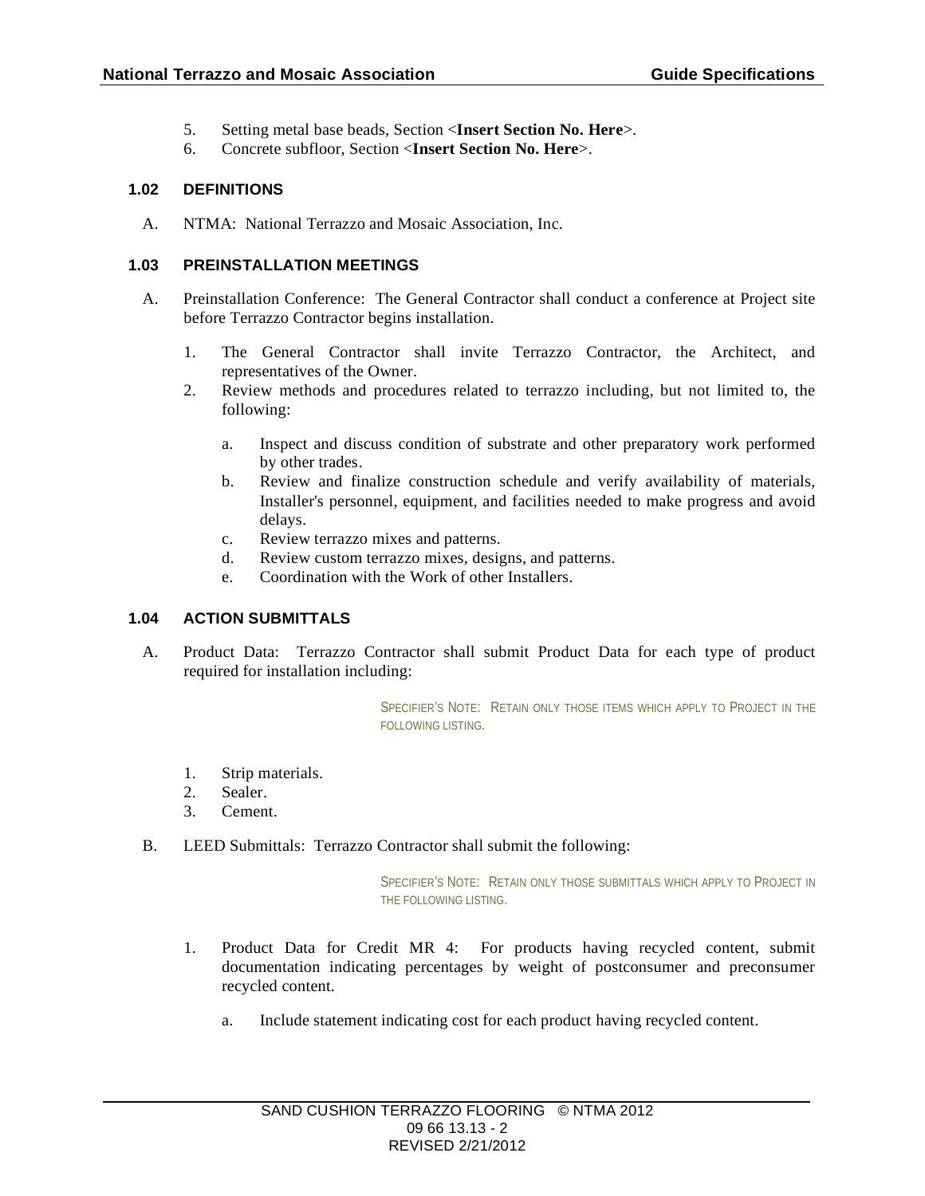5. Setting metal base beads, Section <**Insert Section No. Here**>.
6. Concrete subfloor, Section <**Insert Section No. Here**>.

### 1.02 DEFINITIONS

A. NTMA: National Terrazzo and Mosaic Association, Inc.

### 1.03 PREINSTALLATION MEETINGS

A. Preinstallation Conference: The General Contractor shall conduct a conference at Project site before Terrazzo Contractor begins installation.

   1. The General Contractor shall invite Terrazzo Contractor, the Architect, and representatives of the Owner.
   2. Review methods and procedures related to terrazzo including, but not limited to, the following:

      a. Inspect and discuss condition of substrate and other preparatory work performed by other trades.
      b. Review and finalize construction schedule and verify availability of materials, Installer's personnel, equipment, and facilities needed to make progress and avoid delays.
      c. Review terrazzo mixes and patterns.
      d. Review custom terrazzo mixes, designs, and patterns.
      e. Coordination with the Work of other Installers.

### 1.04 ACTION SUBMITTALS

A. Product Data: Terrazzo Contractor shall submit Product Data for each type of product required for installation including:

> SPECIFIER'S NOTE: RETAIN ONLY THOSE ITEMS WHICH APPLY TO PROJECT IN THE FOLLOWING LISTING.

   1. Strip materials.
   2. Sealer.
   3. Cement.

B. LEED Submittals: Terrazzo Contractor shall submit the following:

> SPECIFIER'S NOTE: RETAIN ONLY THOSE SUBMITTALS WHICH APPLY TO PROJECT IN THE FOLLOWING LISTING.

   1. Product Data for Credit MR 4: For products having recycled content, submit documentation indicating percentages by weight of postconsumer and preconsumer recycled content.

      a. Include statement indicating cost for each product having recycled content.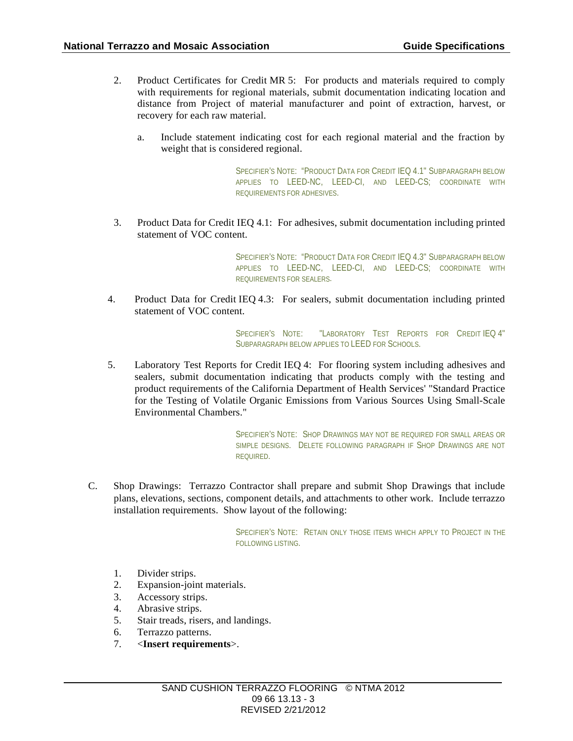2. Product Certificates for Credit MR 5: For products and materials required to comply with requirements for regional materials, submit documentation indicating location and distance from Project of material manufacturer and point of extraction, harvest, or recovery for each raw material.

    a. Include statement indicating cost for each regional material and the fraction by weight that is considered regional.

SPECIFIER'S NOTE: "PRODUCT DATA FOR CREDIT IEQ 4.1" SUBPARAGRAPH BELOW APPLIES TO LEED-NC, LEED-CI, AND LEED-CS; COORDINATE WITH REQUIREMENTS FOR ADHESIVES.

3. Product Data for Credit IEQ 4.1: For adhesives, submit documentation including printed statement of VOC content.

SPECIFIER'S NOTE: "PRODUCT DATA FOR CREDIT IEQ 4.3" SUBPARAGRAPH BELOW APPLIES TO LEED-NC, LEED-CI, AND LEED-CS; COORDINATE WITH REQUIREMENTS FOR SEALERS.

4. Product Data for Credit IEQ 4.3: For sealers, submit documentation including printed statement of VOC content.

SPECIFIER'S NOTE: "LABORATORY TEST REPORTS FOR CREDIT IEQ 4" SUBPARAGRAPH BELOW APPLIES TO LEED FOR SCHOOLS.

5. Laboratory Test Reports for Credit IEQ 4: For flooring system including adhesives and sealers, submit documentation indicating that products comply with the testing and product requirements of the California Department of Health Services' "Standard Practice for the Testing of Volatile Organic Emissions from Various Sources Using Small-Scale Environmental Chambers."

SPECIFIER'S NOTE: SHOP DRAWINGS MAY NOT BE REQUIRED FOR SMALL AREAS OR SIMPLE DESIGNS. DELETE FOLLOWING PARAGRAPH IF SHOP DRAWINGS ARE NOT REQUIRED.

C. Shop Drawings: Terrazzo Contractor shall prepare and submit Shop Drawings that include plans, elevations, sections, component details, and attachments to other work. Include terrazzo installation requirements. Show layout of the following:

SPECIFIER'S NOTE: RETAIN ONLY THOSE ITEMS WHICH APPLY TO PROJECT IN THE FOLLOWING LISTING.

1. Divider strips.
2. Expansion-joint materials.
3. Accessory strips.
4. Abrasive strips.
5. Stair treads, risers, and landings.
6. Terrazzo patterns.
7. <**Insert requirements**>.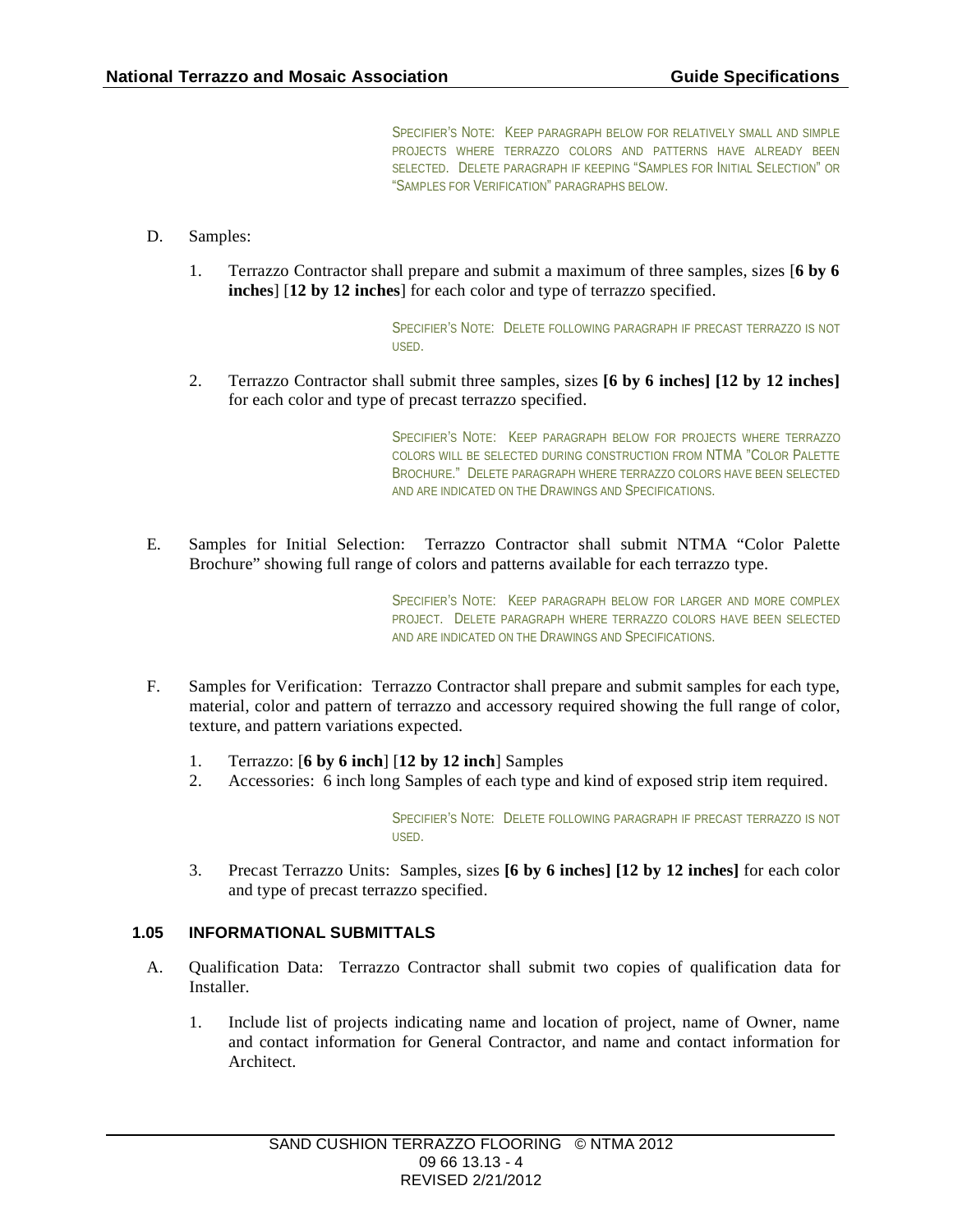SPECIFIER'S NOTE: KEEP PARAGRAPH BELOW FOR RELATIVELY SMALL AND SIMPLE PROJECTS WHERE TERRAZZO COLORS AND PATTERNS HAVE ALREADY BEEN SELECTED. DELETE PARAGRAPH IF KEEPING "SAMPLES FOR INITIAL SELECTION" OR "SAMPLES FOR VERIFICATION" PARAGRAPHS BELOW.

D. Samples:

1. Terrazzo Contractor shall prepare and submit a maximum of three samples, sizes [**6 by 6 inches**] [**12 by 12 inches**] for each color and type of terrazzo specified.

SPECIFIER'S NOTE: DELETE FOLLOWING PARAGRAPH IF PRECAST TERRAZZO IS NOT USED.

2. Terrazzo Contractor shall submit three samples, sizes **[6 by 6 inches] [12 by 12 inches]** for each color and type of precast terrazzo specified.

SPECIFIER'S NOTE: KEEP PARAGRAPH BELOW FOR PROJECTS WHERE TERRAZZO COLORS WILL BE SELECTED DURING CONSTRUCTION FROM NTMA "COLOR PALETTE BROCHURE." DELETE PARAGRAPH WHERE TERRAZZO COLORS HAVE BEEN SELECTED AND ARE INDICATED ON THE DRAWINGS AND SPECIFICATIONS.

E. Samples for Initial Selection: Terrazzo Contractor shall submit NTMA "Color Palette Brochure" showing full range of colors and patterns available for each terrazzo type.

SPECIFIER'S NOTE: KEEP PARAGRAPH BELOW FOR LARGER AND MORE COMPLEX PROJECT. DELETE PARAGRAPH WHERE TERRAZZO COLORS HAVE BEEN SELECTED AND ARE INDICATED ON THE DRAWINGS AND SPECIFICATIONS.

F. Samples for Verification: Terrazzo Contractor shall prepare and submit samples for each type, material, color and pattern of terrazzo and accessory required showing the full range of color, texture, and pattern variations expected.

1. Terrazzo: [**6 by 6 inch**] [**12 by 12 inch**] Samples
2. Accessories: 6 inch long Samples of each type and kind of exposed strip item required.

SPECIFIER'S NOTE: DELETE FOLLOWING PARAGRAPH IF PRECAST TERRAZZO IS NOT USED.

3. Precast Terrazzo Units: Samples, sizes **[6 by 6 inches] [12 by 12 inches]** for each color and type of precast terrazzo specified.

### 1.05 INFORMATIONAL SUBMITTALS

A. Qualification Data: Terrazzo Contractor shall submit two copies of qualification data for Installer.

1. Include list of projects indicating name and location of project, name of Owner, name and contact information for General Contractor, and name and contact information for Architect.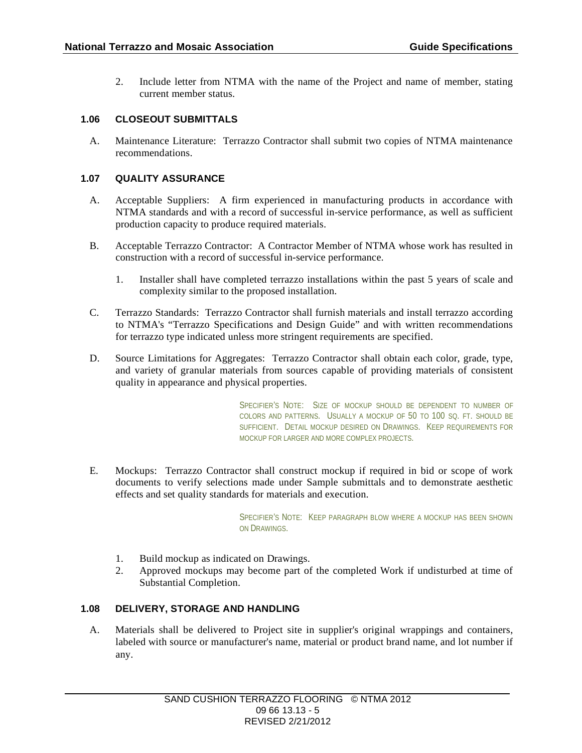2. Include letter from NTMA with the name of the Project and name of member, stating current member status.

### 1.06 CLOSEOUT SUBMITTALS

A. Maintenance Literature: Terrazzo Contractor shall submit two copies of NTMA maintenance recommendations.

### 1.07 QUALITY ASSURANCE

A. Acceptable Suppliers: A firm experienced in manufacturing products in accordance with NTMA standards and with a record of successful in-service performance, as well as sufficient production capacity to produce required materials.

B. Acceptable Terrazzo Contractor: A Contractor Member of NTMA whose work has resulted in construction with a record of successful in-service performance.

1. Installer shall have completed terrazzo installations within the past 5 years of scale and complexity similar to the proposed installation.

C. Terrazzo Standards: Terrazzo Contractor shall furnish materials and install terrazzo according to NTMA's "Terrazzo Specifications and Design Guide" and with written recommendations for terrazzo type indicated unless more stringent requirements are specified.

D. Source Limitations for Aggregates: Terrazzo Contractor shall obtain each color, grade, type, and variety of granular materials from sources capable of providing materials of consistent quality in appearance and physical properties.

> SPECIFIER'S NOTE: SIZE OF MOCKUP SHOULD BE DEPENDENT TO NUMBER OF COLORS AND PATTERNS. USUALLY A MOCKUP OF 50 TO 100 SQ. FT. SHOULD BE SUFFICIENT. DETAIL MOCKUP DESIRED ON DRAWINGS. KEEP REQUIREMENTS FOR MOCKUP FOR LARGER AND MORE COMPLEX PROJECTS.

E. Mockups: Terrazzo Contractor shall construct mockup if required in bid or scope of work documents to verify selections made under Sample submittals and to demonstrate aesthetic effects and set quality standards for materials and execution.

> SPECIFIER'S NOTE: KEEP PARAGRAPH BLOW WHERE A MOCKUP HAS BEEN SHOWN ON DRAWINGS.

1. Build mockup as indicated on Drawings.
2. Approved mockups may become part of the completed Work if undisturbed at time of Substantial Completion.

### 1.08 DELIVERY, STORAGE AND HANDLING

A. Materials shall be delivered to Project site in supplier's original wrappings and containers, labeled with source or manufacturer's name, material or product brand name, and lot number if any.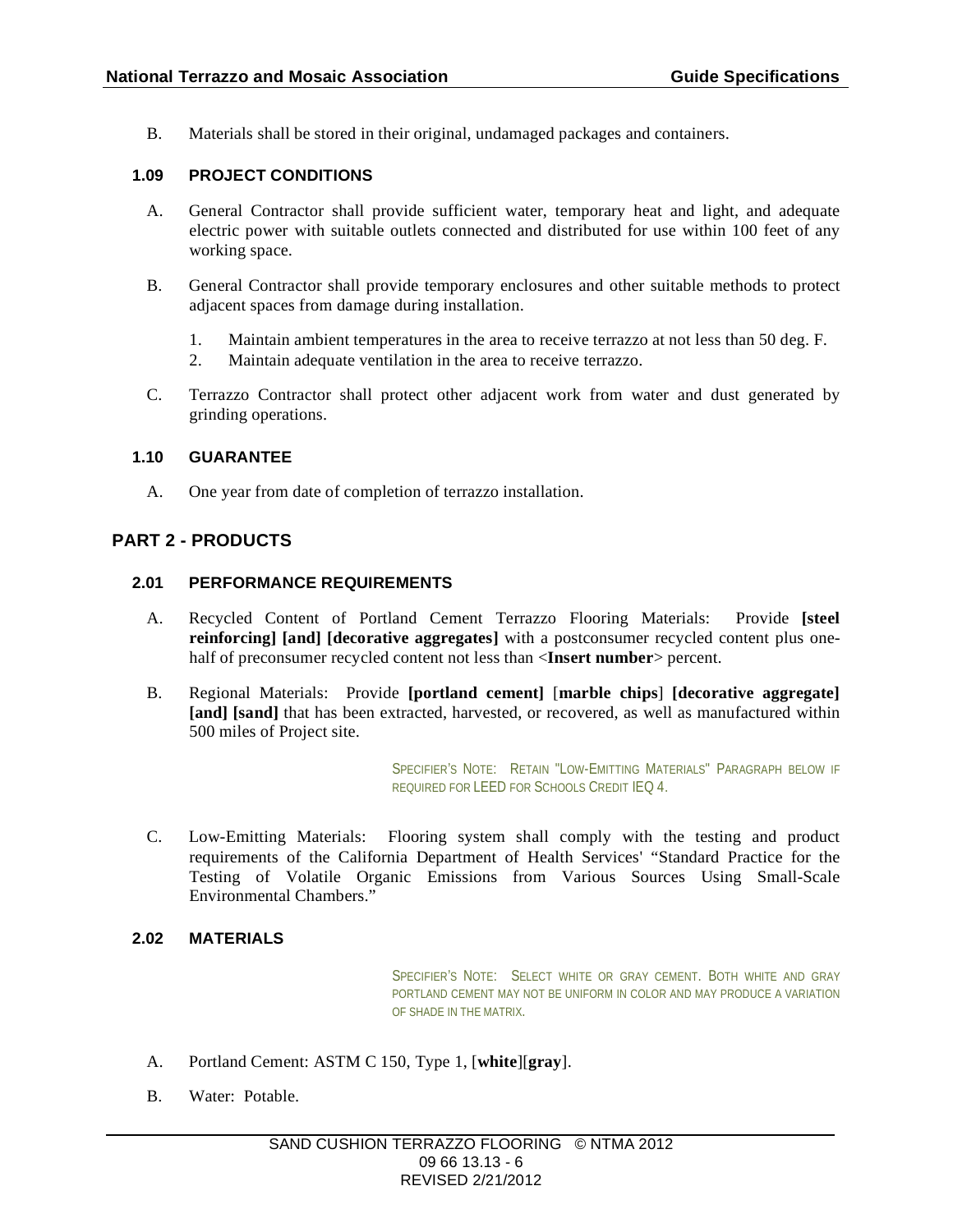B. Materials shall be stored in their original, undamaged packages and containers.

### 1.09 PROJECT CONDITIONS

A. General Contractor shall provide sufficient water, temporary heat and light, and adequate electric power with suitable outlets connected and distributed for use within 100 feet of any working space.

B. General Contractor shall provide temporary enclosures and other suitable methods to protect adjacent spaces from damage during installation.

1. Maintain ambient temperatures in the area to receive terrazzo at not less than 50 deg. F.
2. Maintain adequate ventilation in the area to receive terrazzo.

C. Terrazzo Contractor shall protect other adjacent work from water and dust generated by grinding operations.

### 1.10 GUARANTEE

A. One year from date of completion of terrazzo installation.

## PART 2 - PRODUCTS

### 2.01 PERFORMANCE REQUIREMENTS

A. Recycled Content of Portland Cement Terrazzo Flooring Materials: Provide **[steel reinforcing] [and] [decorative aggregates]** with a postconsumer recycled content plus one-half of preconsumer recycled content not less than <**Insert number**> percent.

B. Regional Materials: Provide **[portland cement]** [**marble chips**] **[decorative aggregate] [and] [sand]** that has been extracted, harvested, or recovered, as well as manufactured within 500 miles of Project site.

SPECIFIER'S NOTE: RETAIN "LOW-EMITTING MATERIALS" PARAGRAPH BELOW IF REQUIRED FOR LEED FOR SCHOOLS CREDIT IEQ 4.

C. Low-Emitting Materials: Flooring system shall comply with the testing and product requirements of the California Department of Health Services' "Standard Practice for the Testing of Volatile Organic Emissions from Various Sources Using Small-Scale Environmental Chambers."

### 2.02 MATERIALS

SPECIFIER'S NOTE: SELECT WHITE OR GRAY CEMENT. BOTH WHITE AND GRAY PORTLAND CEMENT MAY NOT BE UNIFORM IN COLOR AND MAY PRODUCE A VARIATION OF SHADE IN THE MATRIX.

A. Portland Cement: ASTM C 150, Type 1, [**white**][**gray**].

B. Water: Potable.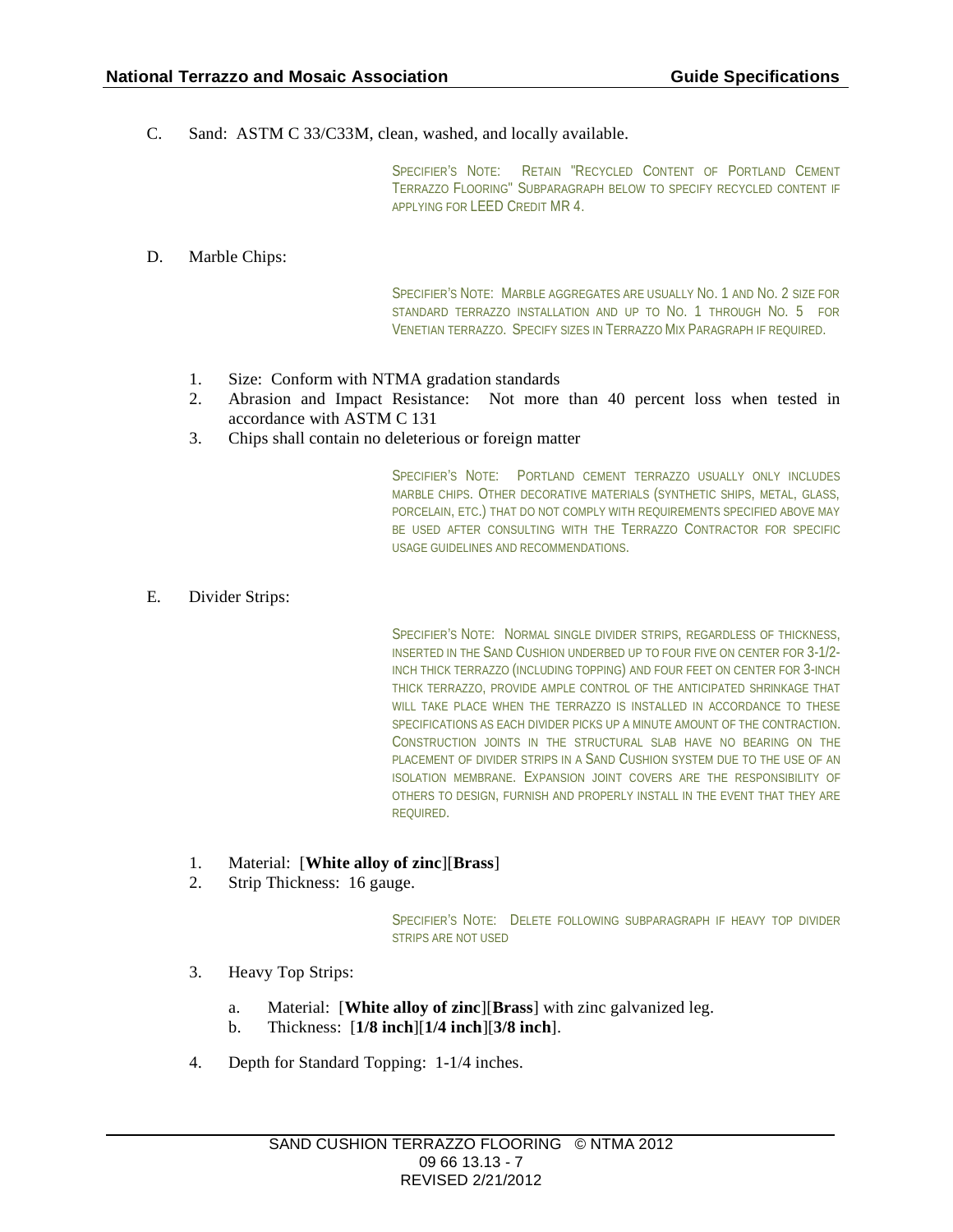C. Sand: ASTM C 33/C33M, clean, washed, and locally available.

> SPECIFIER'S NOTE: RETAIN "RECYCLED CONTENT OF PORTLAND CEMENT TERRAZZO FLOORING" SUBPARAGRAPH BELOW TO SPECIFY RECYCLED CONTENT IF APPLYING FOR LEED CREDIT MR 4.

D. Marble Chips:

> SPECIFIER'S NOTE: MARBLE AGGREGATES ARE USUALLY NO. 1 AND NO. 2 SIZE FOR STANDARD TERRAZZO INSTALLATION AND UP TO NO. 1 THROUGH NO. 5 FOR VENETIAN TERRAZZO. SPECIFY SIZES IN TERRAZZO MIX PARAGRAPH IF REQUIRED.

1. Size: Conform with NTMA gradation standards
2. Abrasion and Impact Resistance: Not more than 40 percent loss when tested in accordance with ASTM C 131
3. Chips shall contain no deleterious or foreign matter

> SPECIFIER'S NOTE: PORTLAND CEMENT TERRAZZO USUALLY ONLY INCLUDES MARBLE CHIPS. OTHER DECORATIVE MATERIALS (SYNTHETIC SHIPS, METAL, GLASS, PORCELAIN, ETC.) THAT DO NOT COMPLY WITH REQUIREMENTS SPECIFIED ABOVE MAY BE USED AFTER CONSULTING WITH THE TERRAZZO CONTRACTOR FOR SPECIFIC USAGE GUIDELINES AND RECOMMENDATIONS.

E. Divider Strips:

> SPECIFIER'S NOTE: NORMAL SINGLE DIVIDER STRIPS, REGARDLESS OF THICKNESS, INSERTED IN THE SAND CUSHION UNDERBED UP TO FOUR FIVE ON CENTER FOR 3-1/2-INCH THICK TERRAZZO (INCLUDING TOPPING) AND FOUR FEET ON CENTER FOR 3-INCH THICK TERRAZZO, PROVIDE AMPLE CONTROL OF THE ANTICIPATED SHRINKAGE THAT WILL TAKE PLACE WHEN THE TERRAZZO IS INSTALLED IN ACCORDANCE TO THESE SPECIFICATIONS AS EACH DIVIDER PICKS UP A MINUTE AMOUNT OF THE CONTRACTION. CONSTRUCTION JOINTS IN THE STRUCTURAL SLAB HAVE NO BEARING ON THE PLACEMENT OF DIVIDER STRIPS IN A SAND CUSHION SYSTEM DUE TO THE USE OF AN ISOLATION MEMBRANE. EXPANSION JOINT COVERS ARE THE RESPONSIBILITY OF OTHERS TO DESIGN, FURNISH AND PROPERLY INSTALL IN THE EVENT THAT THEY ARE REQUIRED.

1. Material: [**White alloy of zinc**][**Brass**]
2. Strip Thickness: 16 gauge.

> SPECIFIER'S NOTE: DELETE FOLLOWING SUBPARAGRAPH IF HEAVY TOP DIVIDER STRIPS ARE NOT USED

3. Heavy Top Strips:
   a. Material: [**White alloy of zinc**][**Brass**] with zinc galvanized leg.
   b. Thickness: [**1/8 inch**][**1/4 inch**][**3/8 inch**].
4. Depth for Standard Topping: 1-1/4 inches.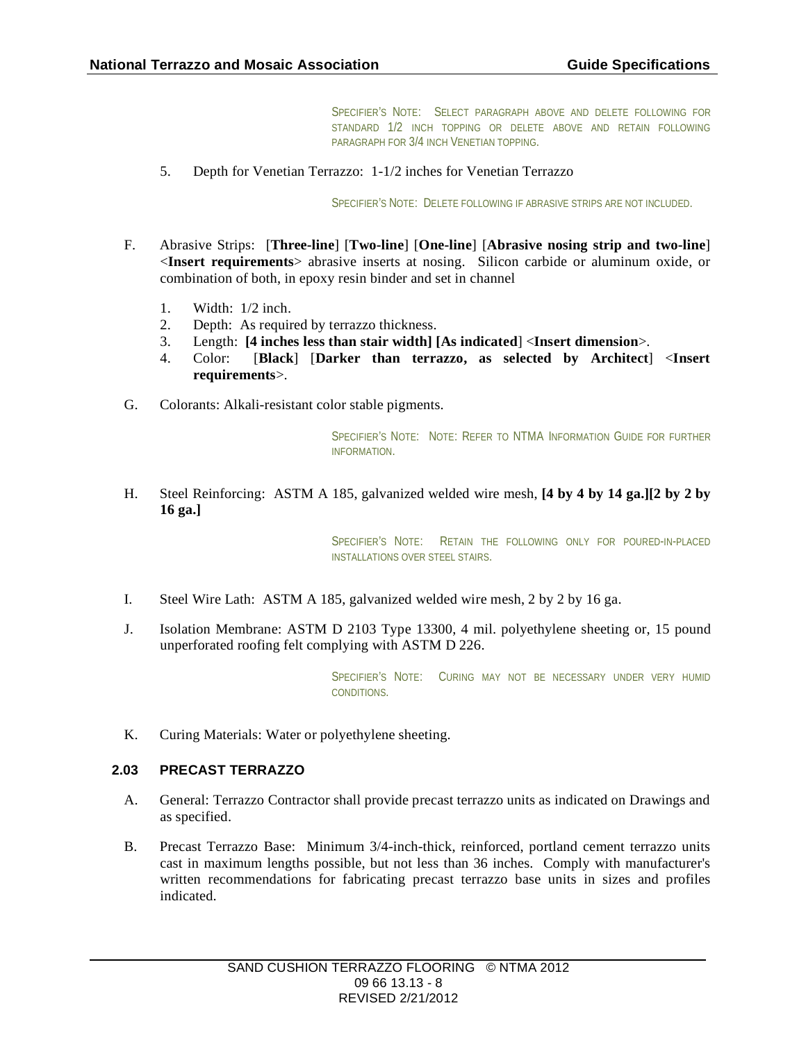SPECIFIER'S NOTE: SELECT PARAGRAPH ABOVE AND DELETE FOLLOWING FOR STANDARD 1/2 INCH TOPPING OR DELETE ABOVE AND RETAIN FOLLOWING PARAGRAPH FOR 3/4 INCH VENETIAN TOPPING.

5. Depth for Venetian Terrazzo: 1-1/2 inches for Venetian Terrazzo

SPECIFIER'S NOTE: DELETE FOLLOWING IF ABRASIVE STRIPS ARE NOT INCLUDED.

F. Abrasive Strips: [**Three-line**] [**Two-line**] [**One-line**] [**Abrasive nosing strip and two-line**] <**Insert requirements**> abrasive inserts at nosing. Silicon carbide or aluminum oxide, or combination of both, in epoxy resin binder and set in channel

   1. Width: 1/2 inch.
   2. Depth: As required by terrazzo thickness.
   3. Length: **[4 inches less than stair width] [As indicated**] <**Insert dimension**>.
   4. Color: [**Black**] [**Darker than terrazzo, as selected by Architect**] <**Insert requirements**>.

G. Colorants: Alkali-resistant color stable pigments.

SPECIFIER'S NOTE: NOTE: REFER TO NTMA INFORMATION GUIDE FOR FURTHER INFORMATION.

H. Steel Reinforcing: ASTM A 185, galvanized welded wire mesh, **[4 by 4 by 14 ga.][2 by 2 by 16 ga.]**

SPECIFIER'S NOTE: RETAIN THE FOLLOWING ONLY FOR POURED-IN-PLACED INSTALLATIONS OVER STEEL STAIRS.

I. Steel Wire Lath: ASTM A 185, galvanized welded wire mesh, 2 by 2 by 16 ga.

J. Isolation Membrane: ASTM D 2103 Type 13300, 4 mil. polyethylene sheeting or, 15 pound unperforated roofing felt complying with ASTM D 226.

SPECIFIER'S NOTE: CURING MAY NOT BE NECESSARY UNDER VERY HUMID CONDITIONS.

K. Curing Materials: Water or polyethylene sheeting.

### 2.03 PRECAST TERRAZZO

A. General: Terrazzo Contractor shall provide precast terrazzo units as indicated on Drawings and as specified.

B. Precast Terrazzo Base: Minimum 3/4-inch-thick, reinforced, portland cement terrazzo units cast in maximum lengths possible, but not less than 36 inches. Comply with manufacturer's written recommendations for fabricating precast terrazzo base units in sizes and profiles indicated.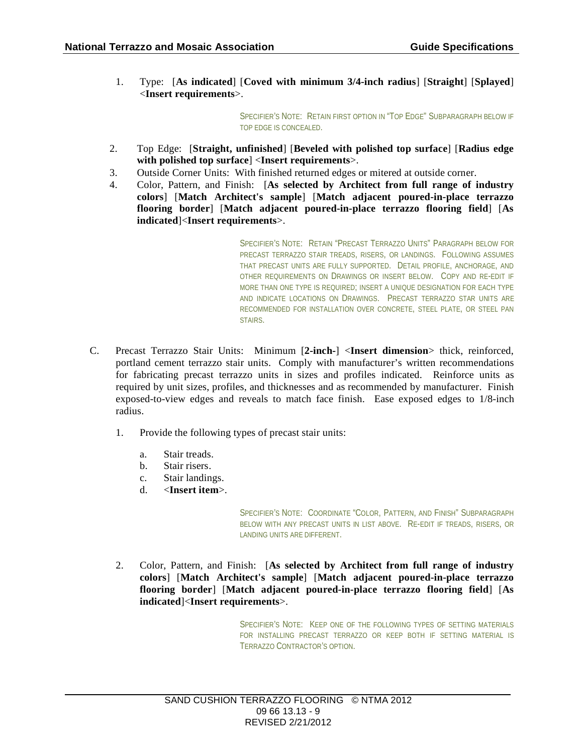1. Type: [**As indicated**] [**Coved with minimum 3/4-inch radius**] [**Straight**] [**Splayed**] <**Insert requirements**>.

   SPECIFIER'S NOTE: RETAIN FIRST OPTION IN "TOP EDGE" SUBPARAGRAPH BELOW IF TOP EDGE IS CONCEALED.

2. Top Edge: [**Straight, unfinished**] [**Beveled with polished top surface**] [**Radius edge with polished top surface**] <**Insert requirements**>.
3. Outside Corner Units: With finished returned edges or mitered at outside corner.
4. Color, Pattern, and Finish: [**As selected by Architect from full range of industry colors**] [**Match Architect's sample**] [**Match adjacent poured-in-place terrazzo flooring border**] [**Match adjacent poured-in-place terrazzo flooring field**] [**As indicated**]<**Insert requirements**>.

   SPECIFIER'S NOTE: RETAIN "PRECAST TERRAZZO UNITS" PARAGRAPH BELOW FOR PRECAST TERRAZZO STAIR TREADS, RISERS, OR LANDINGS. FOLLOWING ASSUMES THAT PRECAST UNITS ARE FULLY SUPPORTED. DETAIL PROFILE, ANCHORAGE, AND OTHER REQUIREMENTS ON DRAWINGS OR INSERT BELOW. COPY AND RE-EDIT IF MORE THAN ONE TYPE IS REQUIRED; INSERT A UNIQUE DESIGNATION FOR EACH TYPE AND INDICATE LOCATIONS ON DRAWINGS. PRECAST TERRAZZO STAR UNITS ARE RECOMMENDED FOR INSTALLATION OVER CONCRETE, STEEL PLATE, OR STEEL PAN STAIRS.

C. Precast Terrazzo Stair Units: Minimum [**2-inch-**] <**Insert dimension**> thick, reinforced, portland cement terrazzo stair units. Comply with manufacturer's written recommendations for fabricating precast terrazzo units in sizes and profiles indicated. Reinforce units as required by unit sizes, profiles, and thicknesses and as recommended by manufacturer. Finish exposed-to-view edges and reveals to match face finish. Ease exposed edges to 1/8-inch radius.

   1. Provide the following types of precast stair units:

      a. Stair treads.
      b. Stair risers.
      c. Stair landings.
      d. <**Insert item**>.

      SPECIFIER'S NOTE: COORDINATE "COLOR, PATTERN, AND FINISH" SUBPARAGRAPH BELOW WITH ANY PRECAST UNITS IN LIST ABOVE. RE-EDIT IF TREADS, RISERS, OR LANDING UNITS ARE DIFFERENT.

   2. Color, Pattern, and Finish: [**As selected by Architect from full range of industry colors**] [**Match Architect's sample**] [**Match adjacent poured-in-place terrazzo flooring border**] [**Match adjacent poured-in-place terrazzo flooring field**] [**As indicated**]<**Insert requirements**>.

      SPECIFIER'S NOTE: KEEP ONE OF THE FOLLOWING TYPES OF SETTING MATERIALS FOR INSTALLING PRECAST TERRAZZO OR KEEP BOTH IF SETTING MATERIAL IS TERRAZZO CONTRACTOR'S OPTION.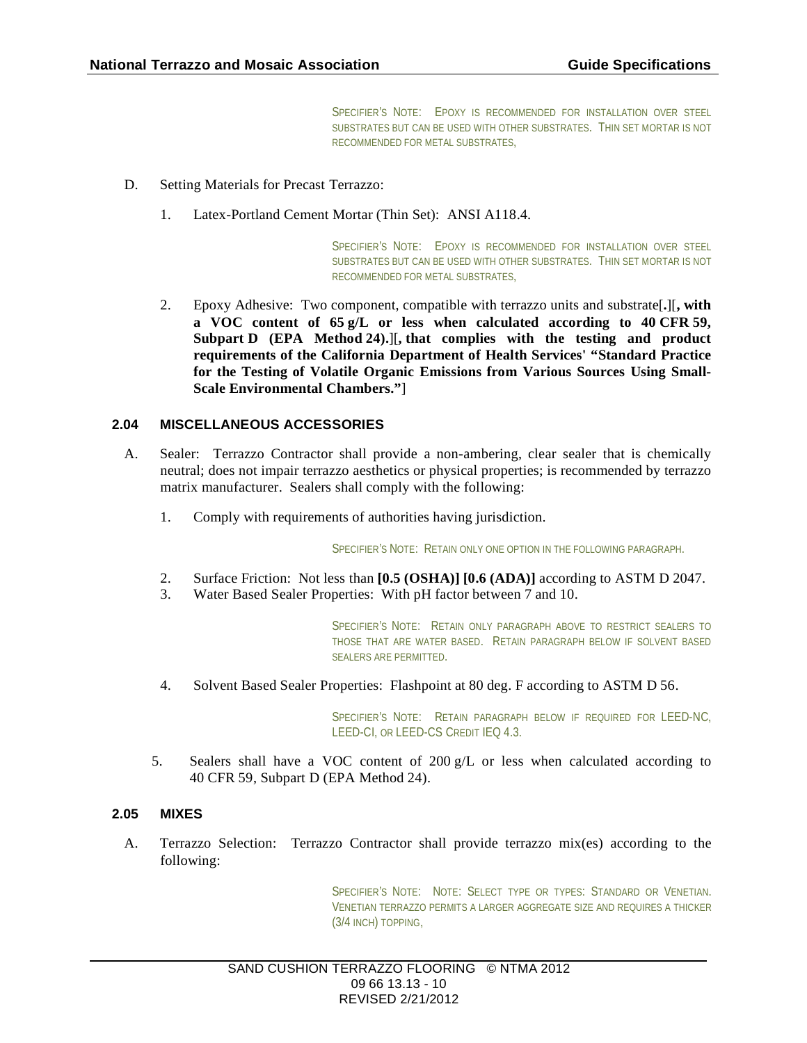SPECIFIER'S NOTE: EPOXY IS RECOMMENDED FOR INSTALLATION OVER STEEL SUBSTRATES BUT CAN BE USED WITH OTHER SUBSTRATES. THIN SET MORTAR IS NOT RECOMMENDED FOR METAL SUBSTRATES,

D. Setting Materials for Precast Terrazzo:

1. Latex-Portland Cement Mortar (Thin Set): ANSI A118.4.

SPECIFIER'S NOTE: EPOXY IS RECOMMENDED FOR INSTALLATION OVER STEEL SUBSTRATES BUT CAN BE USED WITH OTHER SUBSTRATES. THIN SET MORTAR IS NOT RECOMMENDED FOR METAL SUBSTRATES,

2. Epoxy Adhesive: Two component, compatible with terrazzo units and substrate[**.**][**, with a VOC content of 65 g/L or less when calculated according to 40 CFR 59, Subpart D (EPA Method 24).**][**, that complies with the testing and product requirements of the California Department of Health Services' "Standard Practice for the Testing of Volatile Organic Emissions from Various Sources Using Small-Scale Environmental Chambers."**]

### 2.04 MISCELLANEOUS ACCESSORIES

A. Sealer: Terrazzo Contractor shall provide a non-ambering, clear sealer that is chemically neutral; does not impair terrazzo aesthetics or physical properties; is recommended by terrazzo matrix manufacturer. Sealers shall comply with the following:

1. Comply with requirements of authorities having jurisdiction.

SPECIFIER'S NOTE: RETAIN ONLY ONE OPTION IN THE FOLLOWING PARAGRAPH.

2. Surface Friction: Not less than **[0.5 (OSHA)] [0.6 (ADA)]** according to ASTM D 2047.
3. Water Based Sealer Properties: With pH factor between 7 and 10.

SPECIFIER'S NOTE: RETAIN ONLY PARAGRAPH ABOVE TO RESTRICT SEALERS TO THOSE THAT ARE WATER BASED. RETAIN PARAGRAPH BELOW IF SOLVENT BASED SEALERS ARE PERMITTED.

4. Solvent Based Sealer Properties: Flashpoint at 80 deg. F according to ASTM D 56.

SPECIFIER'S NOTE: RETAIN PARAGRAPH BELOW IF REQUIRED FOR LEED-NC, LEED-CI, OR LEED-CS CREDIT IEQ 4.3.

5. Sealers shall have a VOC content of 200 g/L or less when calculated according to 40 CFR 59, Subpart D (EPA Method 24).

### 2.05 MIXES

A. Terrazzo Selection: Terrazzo Contractor shall provide terrazzo mix(es) according to the following:

SPECIFIER'S NOTE: NOTE: SELECT TYPE OR TYPES: STANDARD OR VENETIAN. VENETIAN TERRAZZO PERMITS A LARGER AGGREGATE SIZE AND REQUIRES A THICKER (3/4 INCH) TOPPING,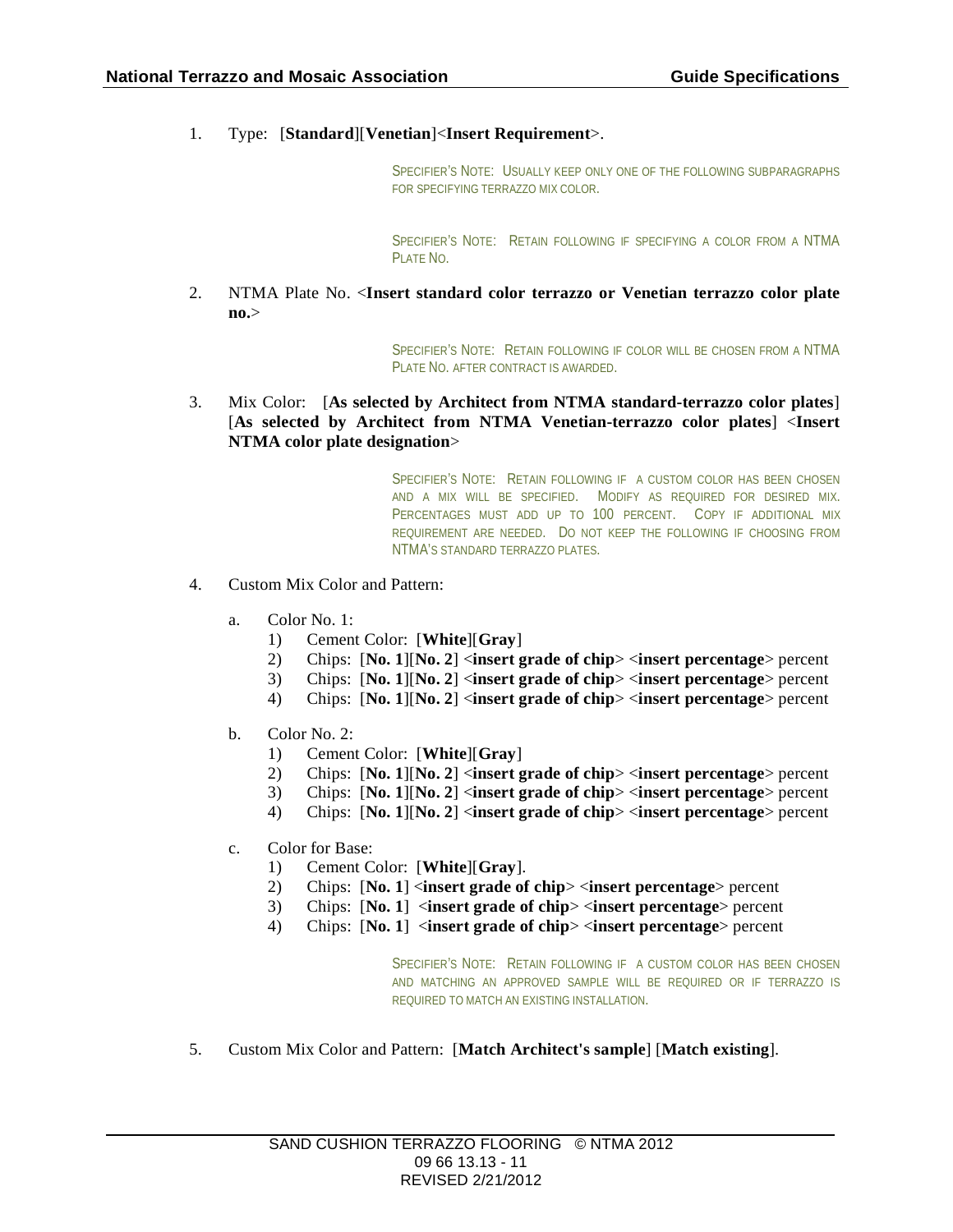1. Type: [**Standard**][**Venetian**]<**Insert Requirement**>.

> SPECIFIER'S NOTE: USUALLY KEEP ONLY ONE OF THE FOLLOWING SUBPARAGRAPHS FOR SPECIFYING TERRAZZO MIX COLOR.

> SPECIFIER'S NOTE: RETAIN FOLLOWING IF SPECIFYING A COLOR FROM A NTMA PLATE NO.

2. NTMA Plate No. <**Insert standard color terrazzo or Venetian terrazzo color plate no.**>

> SPECIFIER'S NOTE: RETAIN FOLLOWING IF COLOR WILL BE CHOSEN FROM A NTMA PLATE NO. AFTER CONTRACT IS AWARDED.

3. Mix Color: [**As selected by Architect from NTMA standard-terrazzo color plates**] [**As selected by Architect from NTMA Venetian-terrazzo color plates**] <**Insert NTMA color plate designation**>

> SPECIFIER'S NOTE: RETAIN FOLLOWING IF A CUSTOM COLOR HAS BEEN CHOSEN AND A MIX WILL BE SPECIFIED. MODIFY AS REQUIRED FOR DESIRED MIX. PERCENTAGES MUST ADD UP TO 100 PERCENT. COPY IF ADDITIONAL MIX REQUIREMENT ARE NEEDED. DO NOT KEEP THE FOLLOWING IF CHOOSING FROM NTMA'S STANDARD TERRAZZO PLATES.

4. Custom Mix Color and Pattern:

   a. Color No. 1:
      1) Cement Color: [**White**][**Gray**]
      2) Chips: [**No. 1**][**No. 2**] <**insert grade of chip**> <**insert percentage**> percent
      3) Chips: [**No. 1**][**No. 2**] <**insert grade of chip**> <**insert percentage**> percent
      4) Chips: [**No. 1**][**No. 2**] <**insert grade of chip**> <**insert percentage**> percent

   b. Color No. 2:
      1) Cement Color: [**White**][**Gray**]
      2) Chips: [**No. 1**][**No. 2**] <**insert grade of chip**> <**insert percentage**> percent
      3) Chips: [**No. 1**][**No. 2**] <**insert grade of chip**> <**insert percentage**> percent
      4) Chips: [**No. 1**][**No. 2**] <**insert grade of chip**> <**insert percentage**> percent

   c. Color for Base:
      1) Cement Color: [**White**][**Gray**].
      2) Chips: [**No. 1**] <**insert grade of chip**> <**insert percentage**> percent
      3) Chips: [**No. 1**] <**insert grade of chip**> <**insert percentage**> percent
      4) Chips: [**No. 1**] <**insert grade of chip**> <**insert percentage**> percent

> SPECIFIER'S NOTE: RETAIN FOLLOWING IF A CUSTOM COLOR HAS BEEN CHOSEN AND MATCHING AN APPROVED SAMPLE WILL BE REQUIRED OR IF TERRAZZO IS REQUIRED TO MATCH AN EXISTING INSTALLATION.

5. Custom Mix Color and Pattern: [**Match Architect's sample**] [**Match existing**].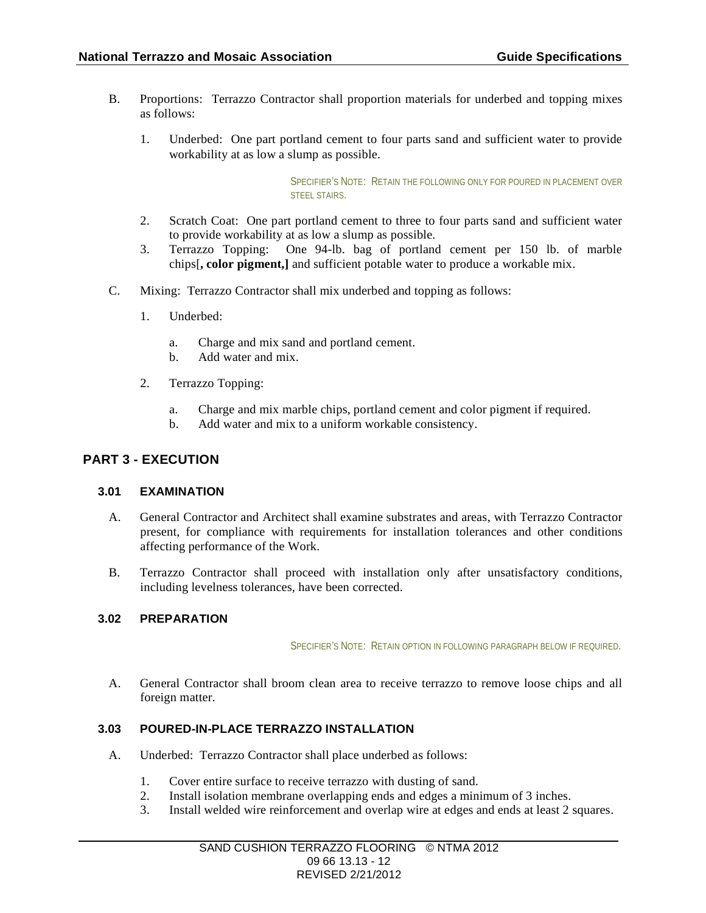B. Proportions: Terrazzo Contractor shall proportion materials for underbed and topping mixes as follows:

1. Underbed: One part portland cement to four parts sand and sufficient water to provide workability at as low a slump as possible.

SPECIFIER'S NOTE: RETAIN THE FOLLOWING ONLY FOR POURED IN PLACEMENT OVER STEEL STAIRS.

2. Scratch Coat: One part portland cement to three to four parts sand and sufficient water to provide workability at as low a slump as possible.
3. Terrazzo Topping: One 94-lb. bag of portland cement per 150 lb. of marble chips[**, color pigment,]** and sufficient potable water to produce a workable mix.

C. Mixing: Terrazzo Contractor shall mix underbed and topping as follows:

1. Underbed:

   a. Charge and mix sand and portland cement.
   b. Add water and mix.

2. Terrazzo Topping:

   a. Charge and mix marble chips, portland cement and color pigment if required.
   b. Add water and mix to a uniform workable consistency.

## PART 3 - EXECUTION

### 3.01 EXAMINATION

A. General Contractor and Architect shall examine substrates and areas, with Terrazzo Contractor present, for compliance with requirements for installation tolerances and other conditions affecting performance of the Work.

B. Terrazzo Contractor shall proceed with installation only after unsatisfactory conditions, including levelness tolerances, have been corrected.

### 3.02 PREPARATION

SPECIFIER'S NOTE: RETAIN OPTION IN FOLLOWING PARAGRAPH BELOW IF REQUIRED.

A. General Contractor shall broom clean area to receive terrazzo to remove loose chips and all foreign matter.

### 3.03 POURED-IN-PLACE TERRAZZO INSTALLATION

A. Underbed: Terrazzo Contractor shall place underbed as follows:

1. Cover entire surface to receive terrazzo with dusting of sand.
2. Install isolation membrane overlapping ends and edges a minimum of 3 inches.
3. Install welded wire reinforcement and overlap wire at edges and ends at least 2 squares.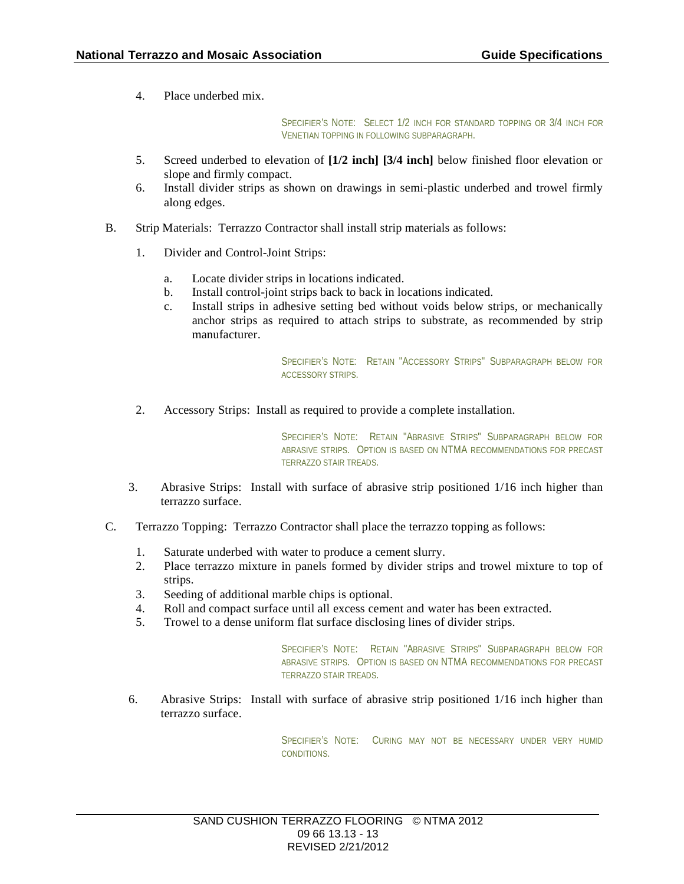4. Place underbed mix.

SPECIFIER'S NOTE: SELECT 1/2 INCH FOR STANDARD TOPPING OR 3/4 INCH FOR VENETIAN TOPPING IN FOLLOWING SUBPARAGRAPH.

5. Screed underbed to elevation of **[1/2 inch] [3/4 inch]** below finished floor elevation or slope and firmly compact.
6. Install divider strips as shown on drawings in semi-plastic underbed and trowel firmly along edges.

B. Strip Materials: Terrazzo Contractor shall install strip materials as follows:

1. Divider and Control-Joint Strips:

   a. Locate divider strips in locations indicated.
   b. Install control-joint strips back to back in locations indicated.
   c. Install strips in adhesive setting bed without voids below strips, or mechanically anchor strips as required to attach strips to substrate, as recommended by strip manufacturer.

SPECIFIER'S NOTE: RETAIN "ACCESSORY STRIPS" SUBPARAGRAPH BELOW FOR ACCESSORY STRIPS.

2. Accessory Strips: Install as required to provide a complete installation.

SPECIFIER'S NOTE: RETAIN "ABRASIVE STRIPS" SUBPARAGRAPH BELOW FOR ABRASIVE STRIPS. OPTION IS BASED ON NTMA RECOMMENDATIONS FOR PRECAST TERRAZZO STAIR TREADS.

3. Abrasive Strips: Install with surface of abrasive strip positioned 1/16 inch higher than terrazzo surface.

C. Terrazzo Topping: Terrazzo Contractor shall place the terrazzo topping as follows:

1. Saturate underbed with water to produce a cement slurry.
2. Place terrazzo mixture in panels formed by divider strips and trowel mixture to top of strips.
3. Seeding of additional marble chips is optional.
4. Roll and compact surface until all excess cement and water has been extracted.
5. Trowel to a dense uniform flat surface disclosing lines of divider strips.

SPECIFIER'S NOTE: RETAIN "ABRASIVE STRIPS" SUBPARAGRAPH BELOW FOR ABRASIVE STRIPS. OPTION IS BASED ON NTMA RECOMMENDATIONS FOR PRECAST TERRAZZO STAIR TREADS.

6. Abrasive Strips: Install with surface of abrasive strip positioned 1/16 inch higher than terrazzo surface.

SPECIFIER'S NOTE: CURING MAY NOT BE NECESSARY UNDER VERY HUMID CONDITIONS.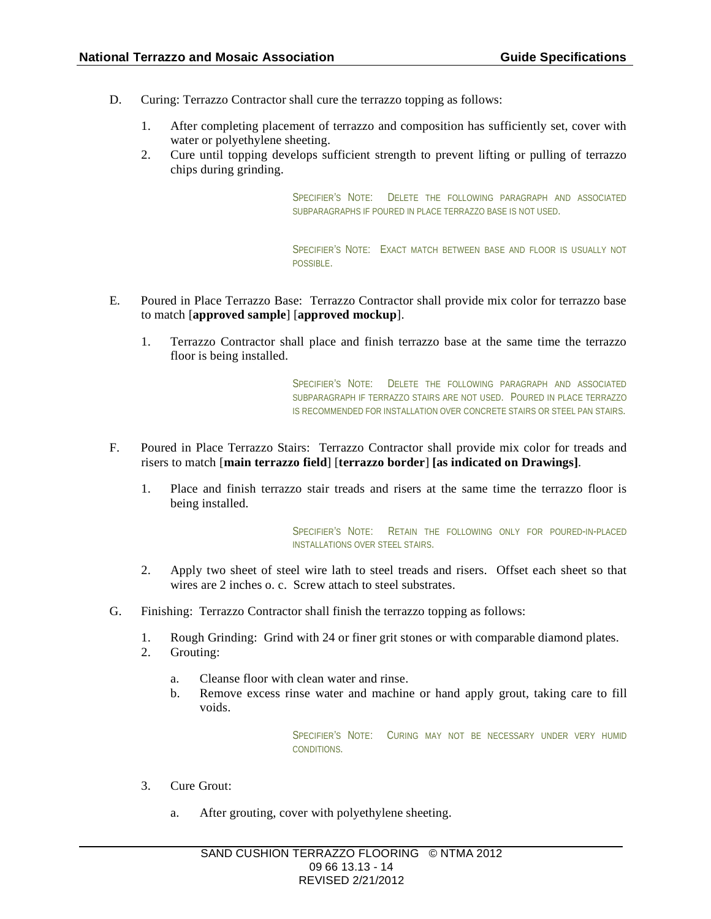D. Curing: Terrazzo Contractor shall cure the terrazzo topping as follows:

1. After completing placement of terrazzo and composition has sufficiently set, cover with water or polyethylene sheeting.
2. Cure until topping develops sufficient strength to prevent lifting or pulling of terrazzo chips during grinding.

SPECIFIER'S NOTE: DELETE THE FOLLOWING PARAGRAPH AND ASSOCIATED SUBPARAGRAPHS IF POURED IN PLACE TERRAZZO BASE IS NOT USED.

SPECIFIER'S NOTE: EXACT MATCH BETWEEN BASE AND FLOOR IS USUALLY NOT POSSIBLE.

E. Poured in Place Terrazzo Base: Terrazzo Contractor shall provide mix color for terrazzo base to match [**approved sample**] [**approved mockup**].

1. Terrazzo Contractor shall place and finish terrazzo base at the same time the terrazzo floor is being installed.

SPECIFIER'S NOTE: DELETE THE FOLLOWING PARAGRAPH AND ASSOCIATED SUBPARAGRAPH IF TERRAZZO STAIRS ARE NOT USED. POURED IN PLACE TERRAZZO IS RECOMMENDED FOR INSTALLATION OVER CONCRETE STAIRS OR STEEL PAN STAIRS.

F. Poured in Place Terrazzo Stairs: Terrazzo Contractor shall provide mix color for treads and risers to match [**main terrazzo field**] [**terrazzo border**] **[as indicated on Drawings]**.

1. Place and finish terrazzo stair treads and risers at the same time the terrazzo floor is being installed.

SPECIFIER'S NOTE: RETAIN THE FOLLOWING ONLY FOR POURED-IN-PLACED INSTALLATIONS OVER STEEL STAIRS.

2. Apply two sheet of steel wire lath to steel treads and risers. Offset each sheet so that wires are 2 inches o. c. Screw attach to steel substrates.

G. Finishing: Terrazzo Contractor shall finish the terrazzo topping as follows:

1. Rough Grinding: Grind with 24 or finer grit stones or with comparable diamond plates.
2. Grouting:
   a. Cleanse floor with clean water and rinse.
   b. Remove excess rinse water and machine or hand apply grout, taking care to fill voids.

SPECIFIER'S NOTE: CURING MAY NOT BE NECESSARY UNDER VERY HUMID CONDITIONS.

3. Cure Grout:
   a. After grouting, cover with polyethylene sheeting.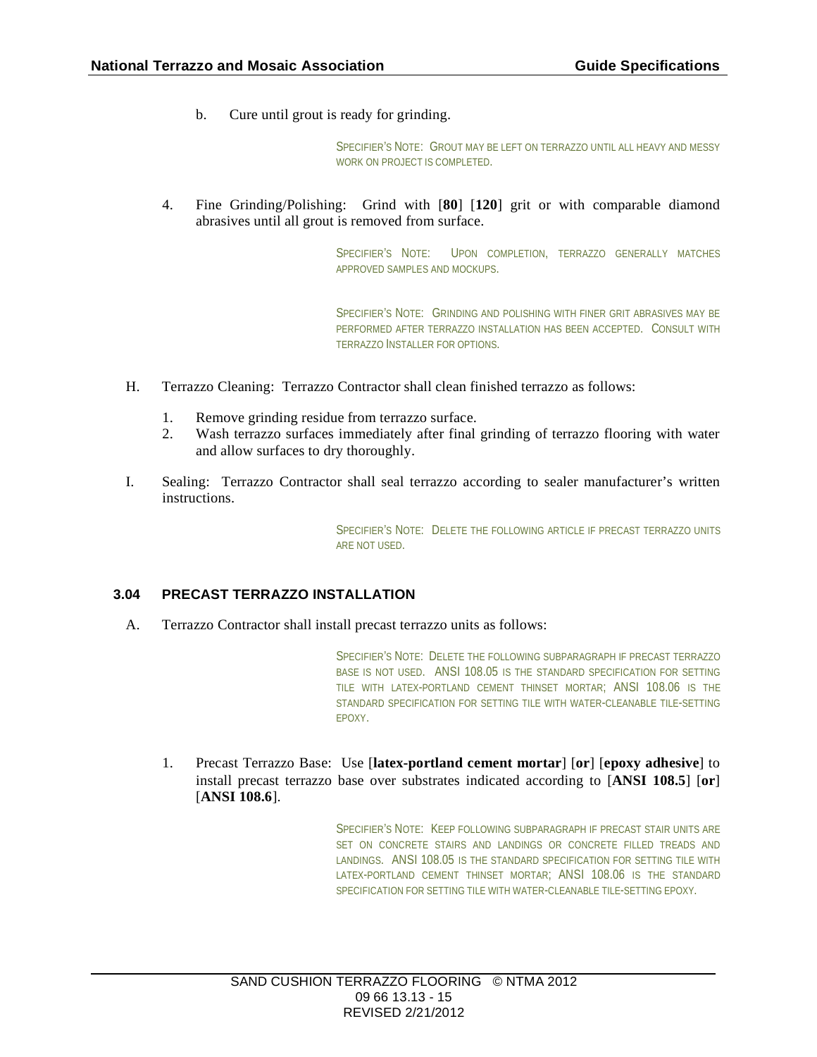b. Cure until grout is ready for grinding.

SPECIFIER'S NOTE: GROUT MAY BE LEFT ON TERRAZZO UNTIL ALL HEAVY AND MESSY WORK ON PROJECT IS COMPLETED.

4. Fine Grinding/Polishing: Grind with [**80**] [**120**] grit or with comparable diamond abrasives until all grout is removed from surface.

SPECIFIER'S NOTE: UPON COMPLETION, TERRAZZO GENERALLY MATCHES APPROVED SAMPLES AND MOCKUPS.

SPECIFIER'S NOTE: GRINDING AND POLISHING WITH FINER GRIT ABRASIVES MAY BE PERFORMED AFTER TERRAZZO INSTALLATION HAS BEEN ACCEPTED. CONSULT WITH TERRAZZO INSTALLER FOR OPTIONS.

H. Terrazzo Cleaning: Terrazzo Contractor shall clean finished terrazzo as follows:

1. Remove grinding residue from terrazzo surface.
2. Wash terrazzo surfaces immediately after final grinding of terrazzo flooring with water and allow surfaces to dry thoroughly.

I. Sealing: Terrazzo Contractor shall seal terrazzo according to sealer manufacturer's written instructions.

SPECIFIER'S NOTE: DELETE THE FOLLOWING ARTICLE IF PRECAST TERRAZZO UNITS ARE NOT USED.

### 3.04 PRECAST TERRAZZO INSTALLATION

A. Terrazzo Contractor shall install precast terrazzo units as follows:

SPECIFIER'S NOTE: DELETE THE FOLLOWING SUBPARAGRAPH IF PRECAST TERRAZZO BASE IS NOT USED. ANSI 108.05 IS THE STANDARD SPECIFICATION FOR SETTING TILE WITH LATEX-PORTLAND CEMENT THINSET MORTAR; ANSI 108.06 IS THE STANDARD SPECIFICATION FOR SETTING TILE WITH WATER-CLEANABLE TILE-SETTING EPOXY.

1. Precast Terrazzo Base: Use [**latex-portland cement mortar**] [**or**] [**epoxy adhesive**] to install precast terrazzo base over substrates indicated according to [**ANSI 108.5**] [**or**] [**ANSI 108.6**].

SPECIFIER'S NOTE: KEEP FOLLOWING SUBPARAGRAPH IF PRECAST STAIR UNITS ARE SET ON CONCRETE STAIRS AND LANDINGS OR CONCRETE FILLED TREADS AND LANDINGS. ANSI 108.05 IS THE STANDARD SPECIFICATION FOR SETTING TILE WITH LATEX-PORTLAND CEMENT THINSET MORTAR; ANSI 108.06 IS THE STANDARD SPECIFICATION FOR SETTING TILE WITH WATER-CLEANABLE TILE-SETTING EPOXY.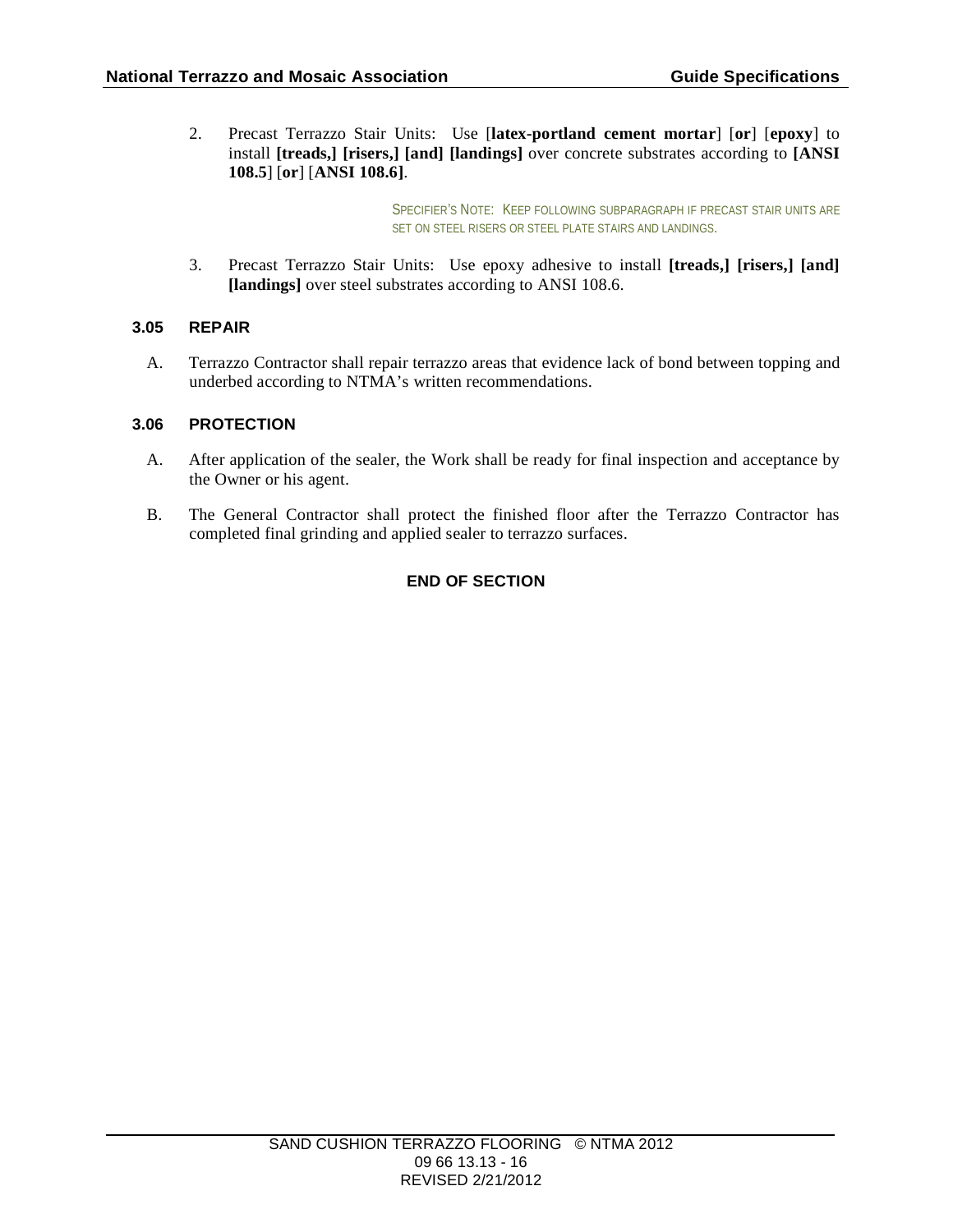2. Precast Terrazzo Stair Units: Use [**latex-portland cement mortar**] [**or**] [**epoxy**] to install **[treads,] [risers,] [and] [landings]** over concrete substrates according to **[ANSI 108.5**] [**or**] [**ANSI 108.6]**.

SPECIFIER'S NOTE: KEEP FOLLOWING SUBPARAGRAPH IF PRECAST STAIR UNITS ARE SET ON STEEL RISERS OR STEEL PLATE STAIRS AND LANDINGS.

3. Precast Terrazzo Stair Units: Use epoxy adhesive to install **[treads,] [risers,] [and] [landings]** over steel substrates according to ANSI 108.6.

### 3.05 REPAIR

A. Terrazzo Contractor shall repair terrazzo areas that evidence lack of bond between topping and underbed according to NTMA's written recommendations.

### 3.06 PROTECTION

A. After application of the sealer, the Work shall be ready for final inspection and acceptance by the Owner or his agent.

B. The General Contractor shall protect the finished floor after the Terrazzo Contractor has completed final grinding and applied sealer to terrazzo surfaces.

**END OF SECTION**